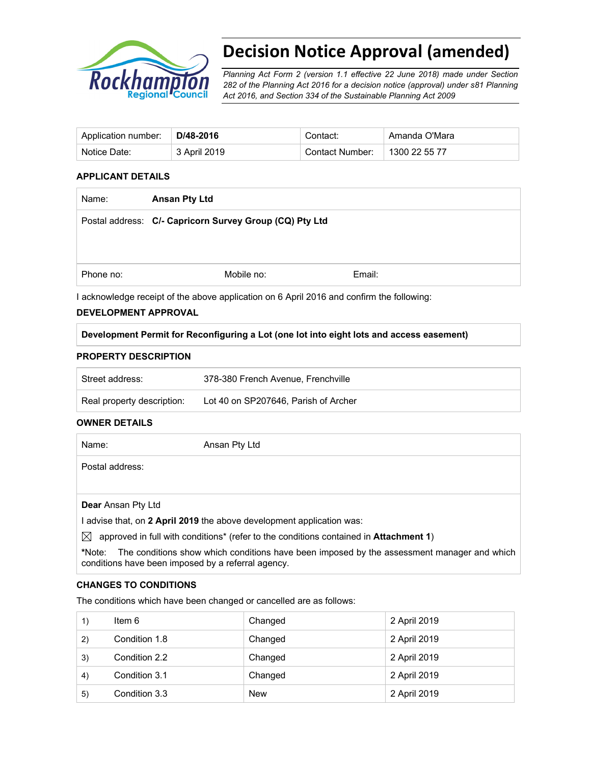# Decision Notice Approval (amended)

*Planning Act Form 2 (version 1.1 effective 22 June 2018) made under Section 282 of the Planning Act 2016 for a decision notice (approval) under s81 Planning Act 2016, and Section 334 of the Sustainable Planning Act 2009*

| Application number: | **D/48-2016** | Contact: | Amanda O'Mara |
|---|---|---|---|
| Notice Date: | 3 April 2019 | Contact Number: | 1300 22 55 77 |

### APPLICANT DETAILS

| | | | |
|---|---|---|---|
| Name: | **Ansan Pty Ltd** | | |
| Postal address: | **C/- Capricorn Survey Group (CQ) Pty Ltd** | | |
| Phone no: | Mobile no: | Email: | |

I acknowledge receipt of the above application on 6 April 2016 and confirm the following:

### DEVELOPMENT APPROVAL

**Development Permit for Reconfiguring a Lot (one lot into eight lots and access easement)**

### PROPERTY DESCRIPTION

| | |
|---|---|
| Street address: | 378-380 French Avenue, Frenchville |
| Real property description: | Lot 40 on SP207646, Parish of Archer |

### OWNER DETAILS

| | |
|---|---|
| Name: | Ansan Pty Ltd |
| Postal address: | |

**Dear** Ansan Pty Ltd

I advise that, on **2 April 2019** the above development application was:

☒ approved in full with conditions* (refer to the conditions contained in **Attachment 1**)

**\*Note:** The conditions show which conditions have been imposed by the assessment manager and which conditions have been imposed by a referral agency.

### CHANGES TO CONDITIONS

The conditions which have been changed or cancelled are as follows:

| | | | |
|---|---|---|---|
| 1) | Item 6 | Changed | 2 April 2019 |
| 2) | Condition 1.8 | Changed | 2 April 2019 |
| 3) | Condition 2.2 | Changed | 2 April 2019 |
| 4) | Condition 3.1 | Changed | 2 April 2019 |
| 5) | Condition 3.3 | New | 2 April 2019 |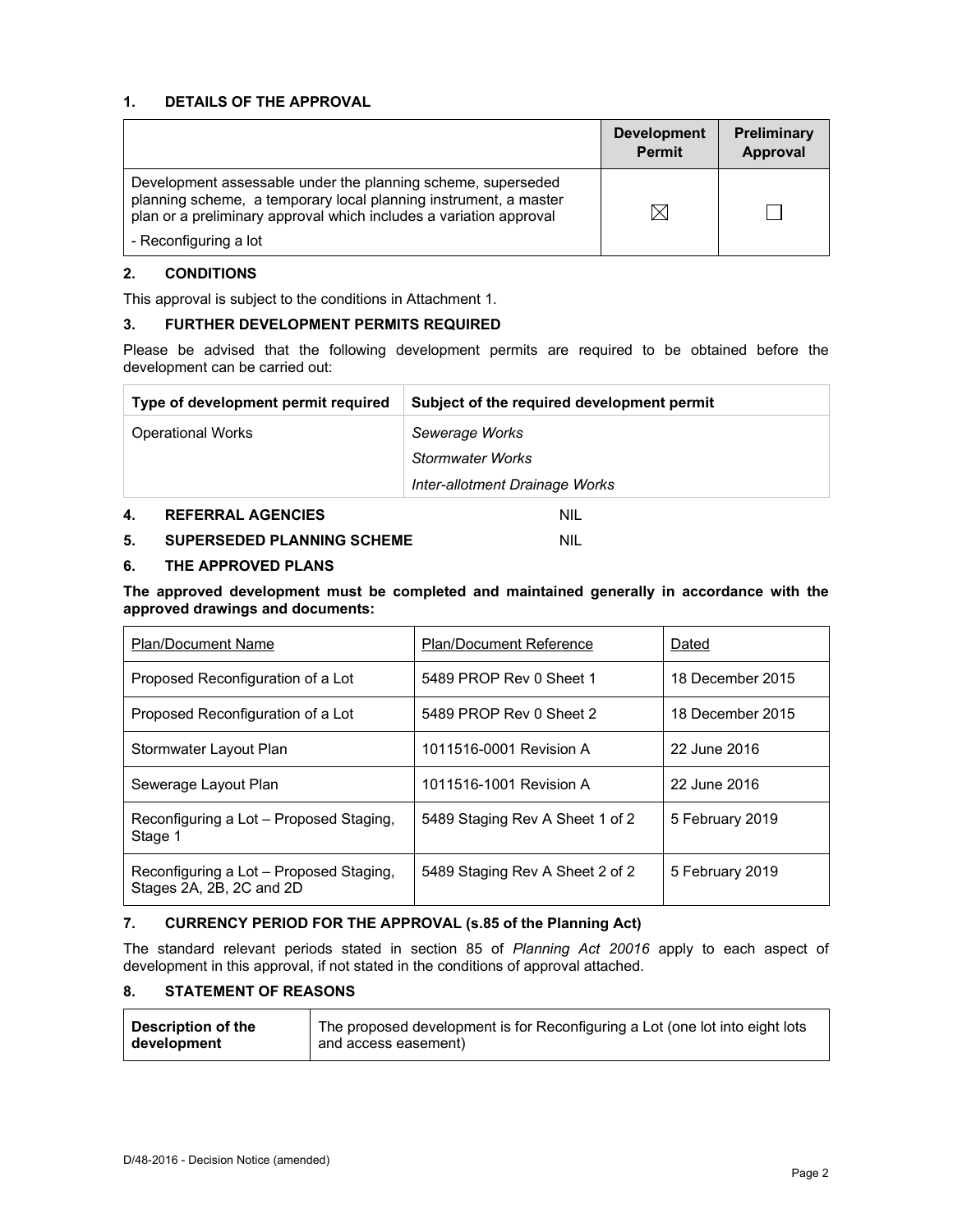## 1. DETAILS OF THE APPROVAL

| | Development Permit | Preliminary Approval |
|---|---|---|
| Development assessable under the planning scheme, superseded planning scheme, a temporary local planning instrument, a master plan or a preliminary approval which includes a variation approval<br>- Reconfiguring a lot | ☒ | ☐ |

## 2. CONDITIONS

This approval is subject to the conditions in Attachment 1.

## 3. FURTHER DEVELOPMENT PERMITS REQUIRED

Please be advised that the following development permits are required to be obtained before the development can be carried out:

| Type of development permit required | Subject of the required development permit |
|---|---|
| Operational Works | *Sewerage Works*<br>*Stormwater Works*<br>*Inter-allotment Drainage Works* |

## 4. REFERRAL AGENCIES NIL

## 5. SUPERSEDED PLANNING SCHEME NIL

## 6. THE APPROVED PLANS

**The approved development must be completed and maintained generally in accordance with the approved drawings and documents:**

| Plan/Document Name | Plan/Document Reference | Dated |
|---|---|---|
| Proposed Reconfiguration of a Lot | 5489 PROP Rev 0 Sheet 1 | 18 December 2015 |
| Proposed Reconfiguration of a Lot | 5489 PROP Rev 0 Sheet 2 | 18 December 2015 |
| Stormwater Layout Plan | 1011516-0001 Revision A | 22 June 2016 |
| Sewerage Layout Plan | 1011516-1001 Revision A | 22 June 2016 |
| Reconfiguring a Lot – Proposed Staging, Stage 1 | 5489 Staging Rev A Sheet 1 of 2 | 5 February 2019 |
| Reconfiguring a Lot – Proposed Staging, Stages 2A, 2B, 2C and 2D | 5489 Staging Rev A Sheet 2 of 2 | 5 February 2019 |

## 7. CURRENCY PERIOD FOR THE APPROVAL (s.85 of the Planning Act)

The standard relevant periods stated in section 85 of *Planning Act 20016* apply to each aspect of development in this approval, if not stated in the conditions of approval attached.

## 8. STATEMENT OF REASONS

| **Description of the development** | The proposed development is for Reconfiguring a Lot (one lot into eight lots and access easement) |
|---|---|

D/48-2016 - Decision Notice (amended)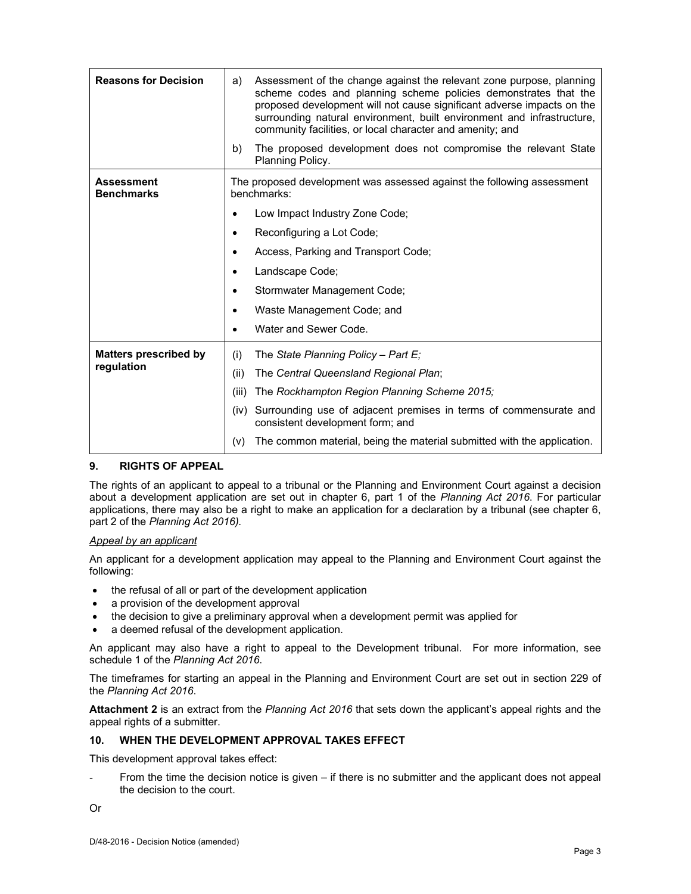| | |
|---|---|
| **Reasons for Decision** | a) Assessment of the change against the relevant zone purpose, planning scheme codes and planning scheme policies demonstrates that the proposed development will not cause significant adverse impacts on the surrounding natural environment, built environment and infrastructure, community facilities, or local character and amenity; and<br>b) The proposed development does not compromise the relevant State Planning Policy. |
| **Assessment Benchmarks** | The proposed development was assessed against the following assessment benchmarks:<br>• Low Impact Industry Zone Code;<br>• Reconfiguring a Lot Code;<br>• Access, Parking and Transport Code;<br>• Landscape Code;<br>• Stormwater Management Code;<br>• Waste Management Code; and<br>• Water and Sewer Code. |
| **Matters prescribed by regulation** | (i) The *State Planning Policy – Part E;*<br>(ii) The *Central Queensland Regional Plan*;<br>(iii) The *Rockhampton Region Planning Scheme 2015;*<br>(iv) Surrounding use of adjacent premises in terms of commensurate and consistent development form; and<br>(v) The common material, being the material submitted with the application. |

## 9. RIGHTS OF APPEAL

The rights of an applicant to appeal to a tribunal or the Planning and Environment Court against a decision about a development application are set out in chapter 6, part 1 of the *Planning Act 2016*. For particular applications, there may also be a right to make an application for a declaration by a tribunal (see chapter 6, part 2 of the *Planning Act 2016).*

*Appeal by an applicant*

An applicant for a development application may appeal to the Planning and Environment Court against the following:

- the refusal of all or part of the development application
- a provision of the development approval
- the decision to give a preliminary approval when a development permit was applied for
- a deemed refusal of the development application.

An applicant may also have a right to appeal to the Development tribunal. For more information, see schedule 1 of the *Planning Act 2016*.

The timeframes for starting an appeal in the Planning and Environment Court are set out in section 229 of the *Planning Act 2016*.

**Attachment 2** is an extract from the *Planning Act 2016* that sets down the applicant's appeal rights and the appeal rights of a submitter.

## 10. WHEN THE DEVELOPMENT APPROVAL TAKES EFFECT

This development approval takes effect:

- From the time the decision notice is given – if there is no submitter and the applicant does not appeal the decision to the court.

Or

D/48-2016 - Decision Notice (amended)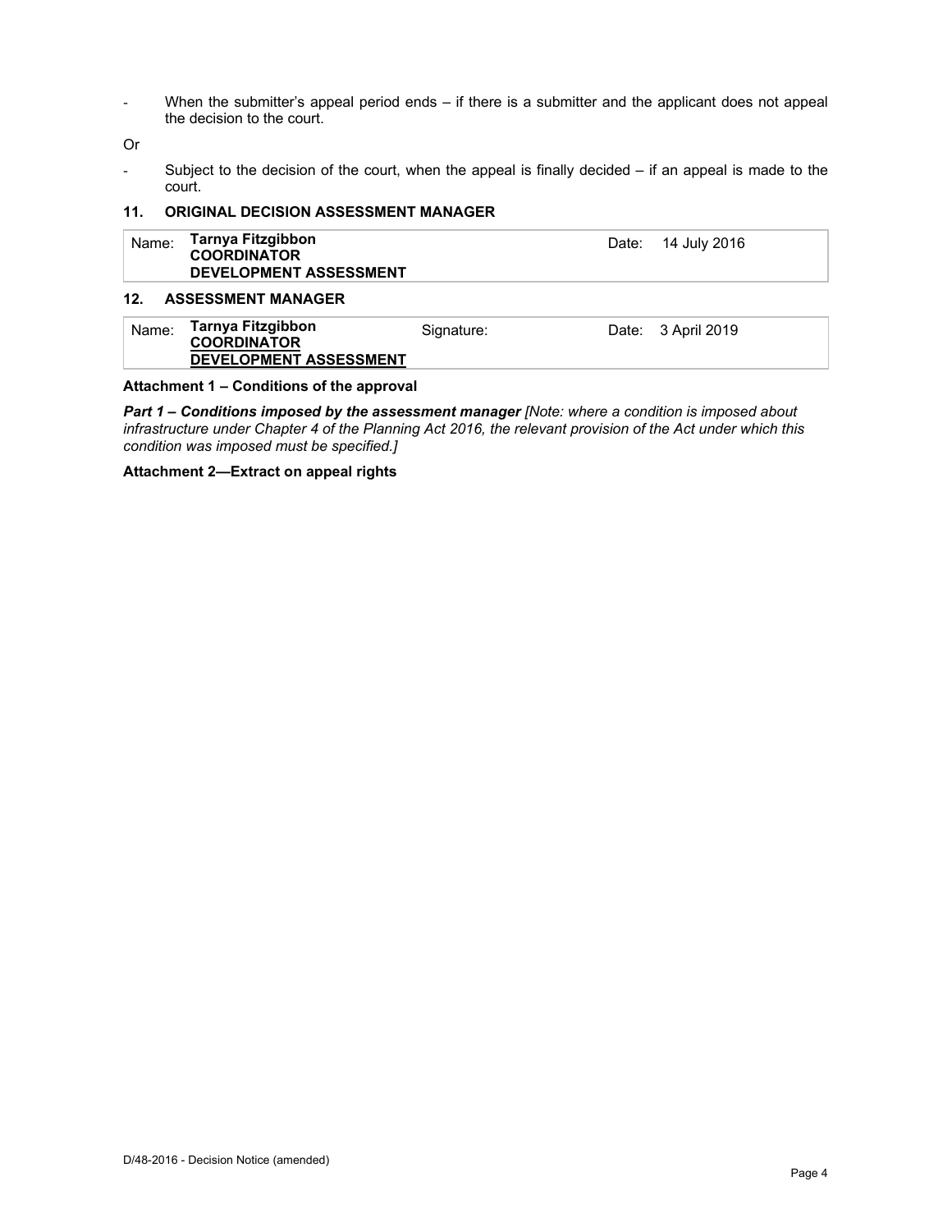- When the submitter's appeal period ends – if there is a submitter and the applicant does not appeal the decision to the court.

Or

- Subject to the decision of the court, when the appeal is finally decided – if an appeal is made to the court.

### 11. ORIGINAL DECISION ASSESSMENT MANAGER

| Name: | **Tarnya Fitzgibbon**<br>**COORDINATOR**<br>**DEVELOPMENT ASSESSMENT** | Date: | 14 July 2016 |
|---|---|---|---|

### 12. ASSESSMENT MANAGER

| Name: | **Tarnya Fitzgibbon**<br>**COORDINATOR**<br>**DEVELOPMENT ASSESSMENT** | Signature: | Date: | 3 April 2019 |
|---|---|---|---|---|

**Attachment 1 – Conditions of the approval**

***Part 1 – Conditions imposed by the assessment manager*** *[Note: where a condition is imposed about infrastructure under Chapter 4 of the Planning Act 2016, the relevant provision of the Act under which this condition was imposed must be specified.]*

**Attachment 2—Extract on appeal rights**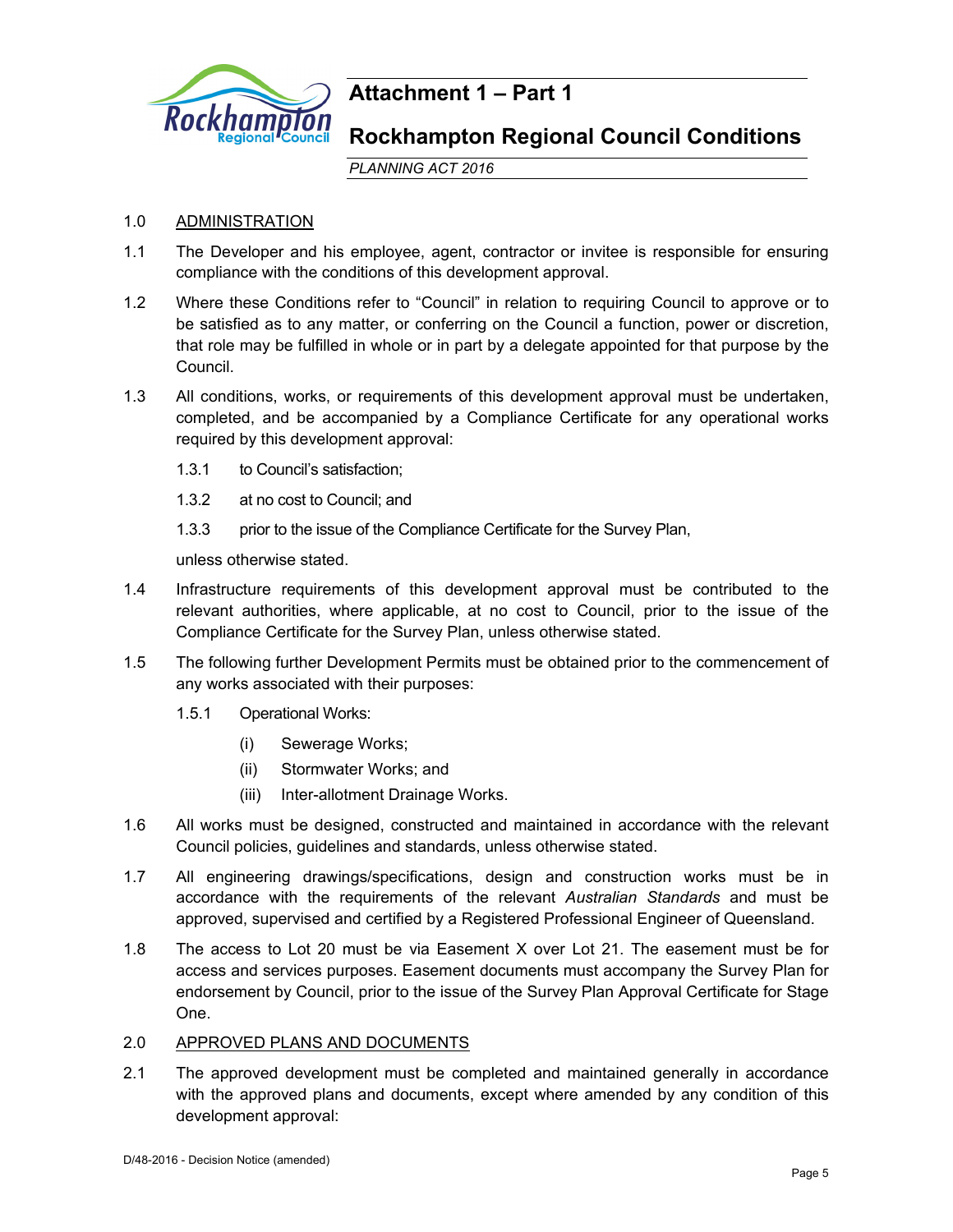# Attachment 1 – Part 1

## Rockhampton Regional Council Conditions

*PLANNING ACT 2016*

1.0 ADMINISTRATION

1.1 The Developer and his employee, agent, contractor or invitee is responsible for ensuring compliance with the conditions of this development approval.

1.2 Where these Conditions refer to "Council" in relation to requiring Council to approve or to be satisfied as to any matter, or conferring on the Council a function, power or discretion, that role may be fulfilled in whole or in part by a delegate appointed for that purpose by the Council.

1.3 All conditions, works, or requirements of this development approval must be undertaken, completed, and be accompanied by a Compliance Certificate for any operational works required by this development approval:

1.3.1 to Council's satisfaction;

1.3.2 at no cost to Council; and

1.3.3 prior to the issue of the Compliance Certificate for the Survey Plan,

unless otherwise stated.

1.4 Infrastructure requirements of this development approval must be contributed to the relevant authorities, where applicable, at no cost to Council, prior to the issue of the Compliance Certificate for the Survey Plan, unless otherwise stated.

1.5 The following further Development Permits must be obtained prior to the commencement of any works associated with their purposes:

1.5.1 Operational Works:

(i) Sewerage Works;

(ii) Stormwater Works; and

(iii) Inter-allotment Drainage Works.

1.6 All works must be designed, constructed and maintained in accordance with the relevant Council policies, guidelines and standards, unless otherwise stated.

1.7 All engineering drawings/specifications, design and construction works must be in accordance with the requirements of the relevant *Australian Standards* and must be approved, supervised and certified by a Registered Professional Engineer of Queensland.

1.8 The access to Lot 20 must be via Easement X over Lot 21. The easement must be for access and services purposes. Easement documents must accompany the Survey Plan for endorsement by Council, prior to the issue of the Survey Plan Approval Certificate for Stage One.

2.0 APPROVED PLANS AND DOCUMENTS

2.1 The approved development must be completed and maintained generally in accordance with the approved plans and documents, except where amended by any condition of this development approval:

D/48-2016 - Decision Notice (amended)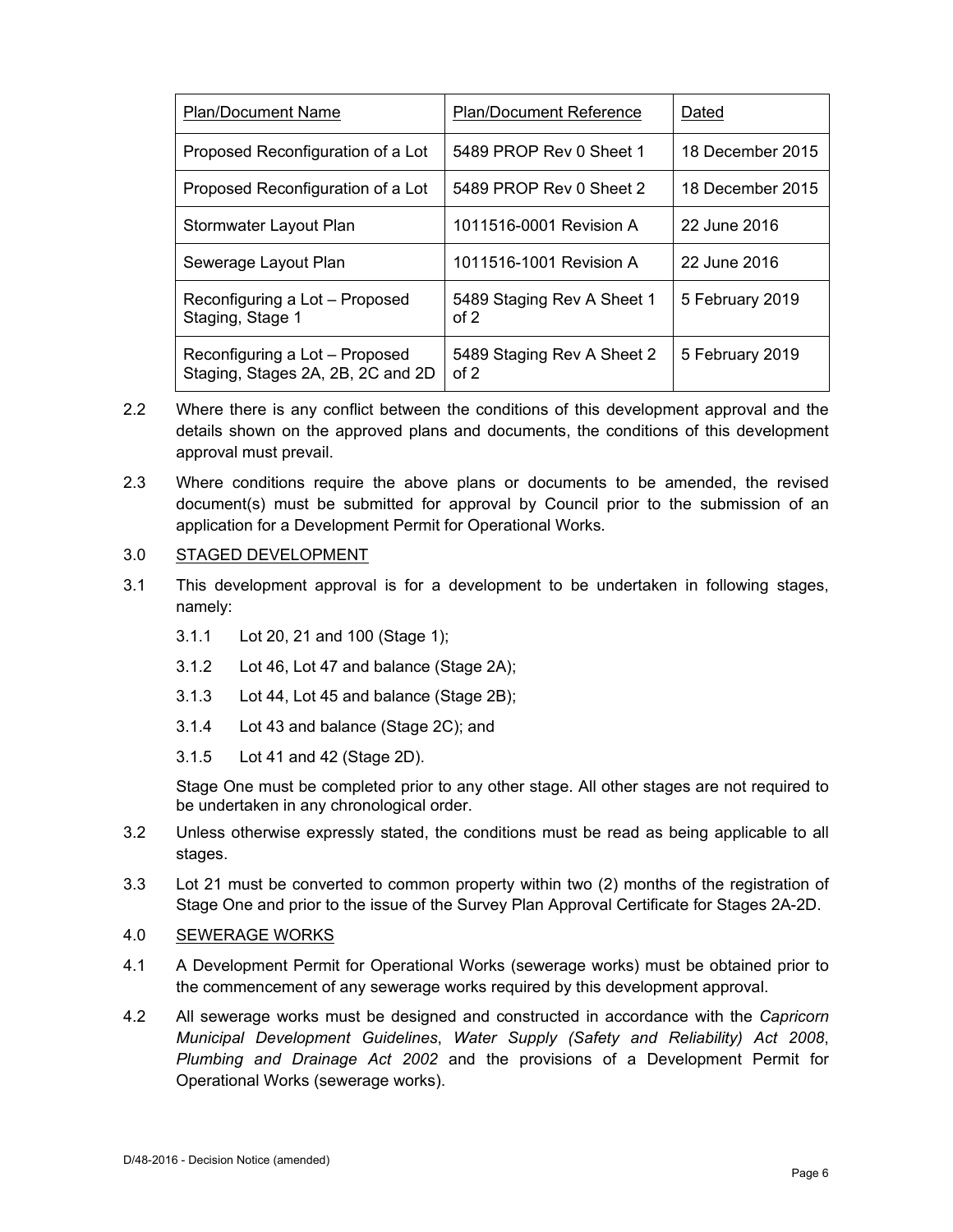| Plan/Document Name | Plan/Document Reference | Dated |
|---|---|---|
| Proposed Reconfiguration of a Lot | 5489 PROP Rev 0 Sheet 1 | 18 December 2015 |
| Proposed Reconfiguration of a Lot | 5489 PROP Rev 0 Sheet 2 | 18 December 2015 |
| Stormwater Layout Plan | 1011516-0001 Revision A | 22 June 2016 |
| Sewerage Layout Plan | 1011516-1001 Revision A | 22 June 2016 |
| Reconfiguring a Lot – Proposed Staging, Stage 1 | 5489 Staging Rev A Sheet 1 of 2 | 5 February 2019 |
| Reconfiguring a Lot – Proposed Staging, Stages 2A, 2B, 2C and 2D | 5489 Staging Rev A Sheet 2 of 2 | 5 February 2019 |

2.2 Where there is any conflict between the conditions of this development approval and the details shown on the approved plans and documents, the conditions of this development approval must prevail.

2.3 Where conditions require the above plans or documents to be amended, the revised document(s) must be submitted for approval by Council prior to the submission of an application for a Development Permit for Operational Works.

3.0 STAGED DEVELOPMENT

3.1 This development approval is for a development to be undertaken in following stages, namely:

3.1.1 Lot 20, 21 and 100 (Stage 1);

3.1.2 Lot 46, Lot 47 and balance (Stage 2A);

3.1.3 Lot 44, Lot 45 and balance (Stage 2B);

3.1.4 Lot 43 and balance (Stage 2C); and

3.1.5 Lot 41 and 42 (Stage 2D).

Stage One must be completed prior to any other stage. All other stages are not required to be undertaken in any chronological order.

3.2 Unless otherwise expressly stated, the conditions must be read as being applicable to all stages.

3.3 Lot 21 must be converted to common property within two (2) months of the registration of Stage One and prior to the issue of the Survey Plan Approval Certificate for Stages 2A-2D.

4.0 SEWERAGE WORKS

4.1 A Development Permit for Operational Works (sewerage works) must be obtained prior to the commencement of any sewerage works required by this development approval.

4.2 All sewerage works must be designed and constructed in accordance with the *Capricorn Municipal Development Guidelines*, *Water Supply (Safety and Reliability) Act 2008*, *Plumbing and Drainage Act 2002* and the provisions of a Development Permit for Operational Works (sewerage works).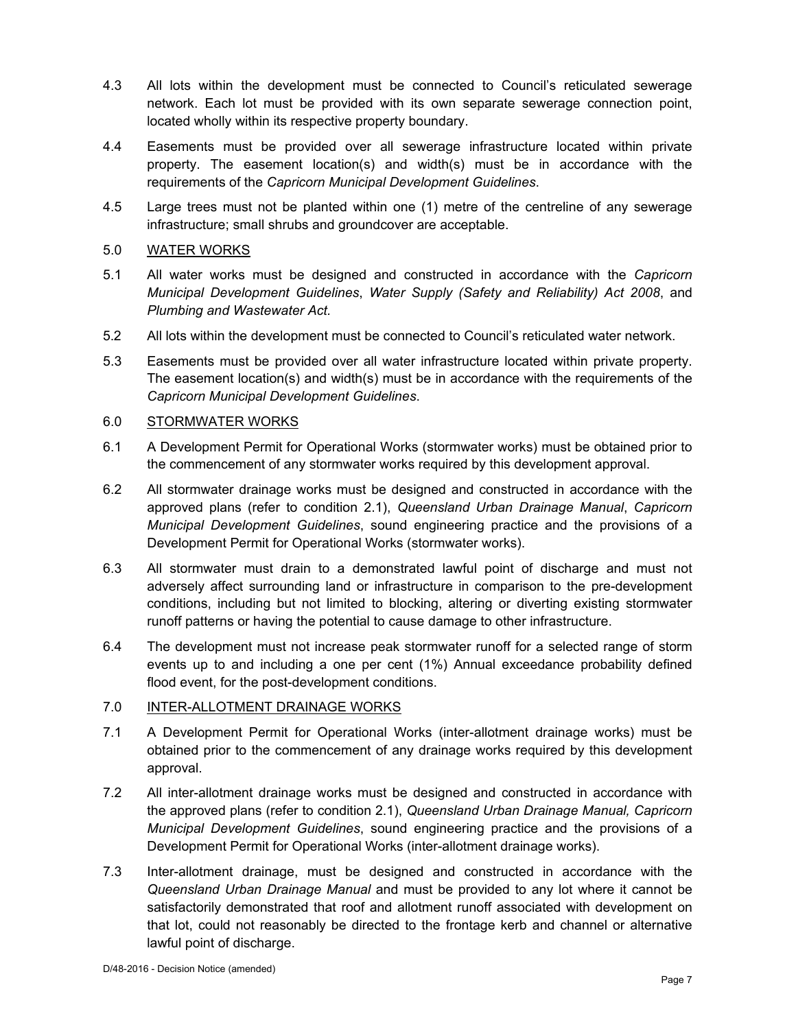4.3 All lots within the development must be connected to Council's reticulated sewerage network. Each lot must be provided with its own separate sewerage connection point, located wholly within its respective property boundary.

4.4 Easements must be provided over all sewerage infrastructure located within private property. The easement location(s) and width(s) must be in accordance with the requirements of the *Capricorn Municipal Development Guidelines*.

4.5 Large trees must not be planted within one (1) metre of the centreline of any sewerage infrastructure; small shrubs and groundcover are acceptable.

5.0 <u>WATER WORKS</u>

5.1 All water works must be designed and constructed in accordance with the *Capricorn Municipal Development Guidelines*, *Water Supply (Safety and Reliability) Act 2008*, and *Plumbing and Wastewater Act.*

5.2 All lots within the development must be connected to Council's reticulated water network.

5.3 Easements must be provided over all water infrastructure located within private property. The easement location(s) and width(s) must be in accordance with the requirements of the *Capricorn Municipal Development Guidelines*.

6.0 <u>STORMWATER WORKS</u>

6.1 A Development Permit for Operational Works (stormwater works) must be obtained prior to the commencement of any stormwater works required by this development approval.

6.2 All stormwater drainage works must be designed and constructed in accordance with the approved plans (refer to condition 2.1), *Queensland Urban Drainage Manual*, *Capricorn Municipal Development Guidelines*, sound engineering practice and the provisions of a Development Permit for Operational Works (stormwater works).

6.3 All stormwater must drain to a demonstrated lawful point of discharge and must not adversely affect surrounding land or infrastructure in comparison to the pre-development conditions, including but not limited to blocking, altering or diverting existing stormwater runoff patterns or having the potential to cause damage to other infrastructure.

6.4 The development must not increase peak stormwater runoff for a selected range of storm events up to and including a one per cent (1%) Annual exceedance probability defined flood event, for the post-development conditions.

7.0 <u>INTER-ALLOTMENT DRAINAGE WORKS</u>

7.1 A Development Permit for Operational Works (inter-allotment drainage works) must be obtained prior to the commencement of any drainage works required by this development approval.

7.2 All inter-allotment drainage works must be designed and constructed in accordance with the approved plans (refer to condition 2.1), *Queensland Urban Drainage Manual, Capricorn Municipal Development Guidelines*, sound engineering practice and the provisions of a Development Permit for Operational Works (inter-allotment drainage works).

7.3 Inter-allotment drainage, must be designed and constructed in accordance with the *Queensland Urban Drainage Manual* and must be provided to any lot where it cannot be satisfactorily demonstrated that roof and allotment runoff associated with development on that lot, could not reasonably be directed to the frontage kerb and channel or alternative lawful point of discharge.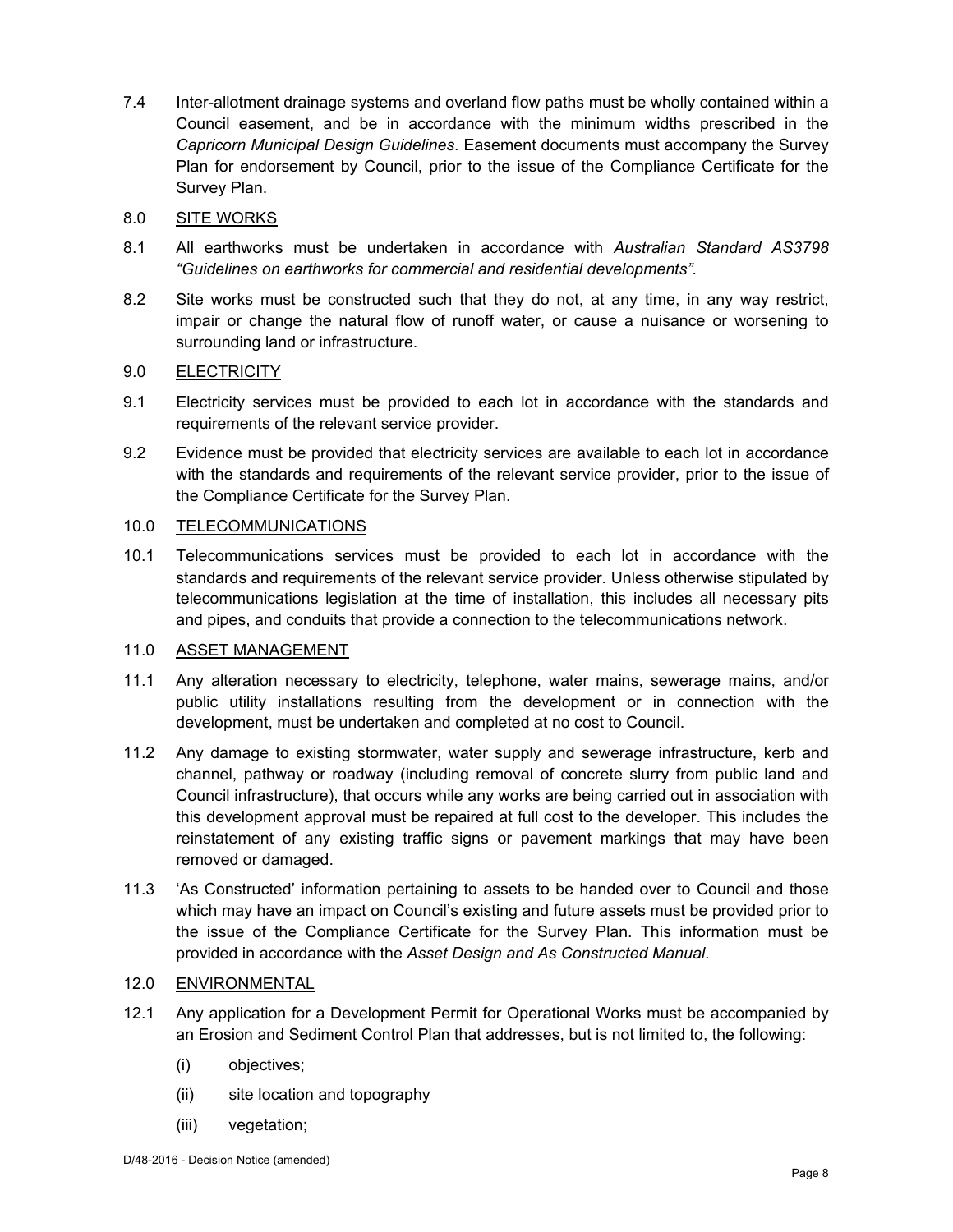7.4 Inter-allotment drainage systems and overland flow paths must be wholly contained within a Council easement, and be in accordance with the minimum widths prescribed in the *Capricorn Municipal Design Guidelines*. Easement documents must accompany the Survey Plan for endorsement by Council, prior to the issue of the Compliance Certificate for the Survey Plan.

8.0 SITE WORKS

8.1 All earthworks must be undertaken in accordance with *Australian Standard AS3798 "Guidelines on earthworks for commercial and residential developments"*.

8.2 Site works must be constructed such that they do not, at any time, in any way restrict, impair or change the natural flow of runoff water, or cause a nuisance or worsening to surrounding land or infrastructure.

9.0 ELECTRICITY

9.1 Electricity services must be provided to each lot in accordance with the standards and requirements of the relevant service provider.

9.2 Evidence must be provided that electricity services are available to each lot in accordance with the standards and requirements of the relevant service provider, prior to the issue of the Compliance Certificate for the Survey Plan.

10.0 TELECOMMUNICATIONS

10.1 Telecommunications services must be provided to each lot in accordance with the standards and requirements of the relevant service provider. Unless otherwise stipulated by telecommunications legislation at the time of installation, this includes all necessary pits and pipes, and conduits that provide a connection to the telecommunications network.

11.0 ASSET MANAGEMENT

11.1 Any alteration necessary to electricity, telephone, water mains, sewerage mains, and/or public utility installations resulting from the development or in connection with the development, must be undertaken and completed at no cost to Council.

11.2 Any damage to existing stormwater, water supply and sewerage infrastructure, kerb and channel, pathway or roadway (including removal of concrete slurry from public land and Council infrastructure), that occurs while any works are being carried out in association with this development approval must be repaired at full cost to the developer. This includes the reinstatement of any existing traffic signs or pavement markings that may have been removed or damaged.

11.3 'As Constructed' information pertaining to assets to be handed over to Council and those which may have an impact on Council's existing and future assets must be provided prior to the issue of the Compliance Certificate for the Survey Plan. This information must be provided in accordance with the *Asset Design and As Constructed Manual*.

12.0 ENVIRONMENTAL

12.1 Any application for a Development Permit for Operational Works must be accompanied by an Erosion and Sediment Control Plan that addresses, but is not limited to, the following:

(i) objectives;

(ii) site location and topography

(iii) vegetation;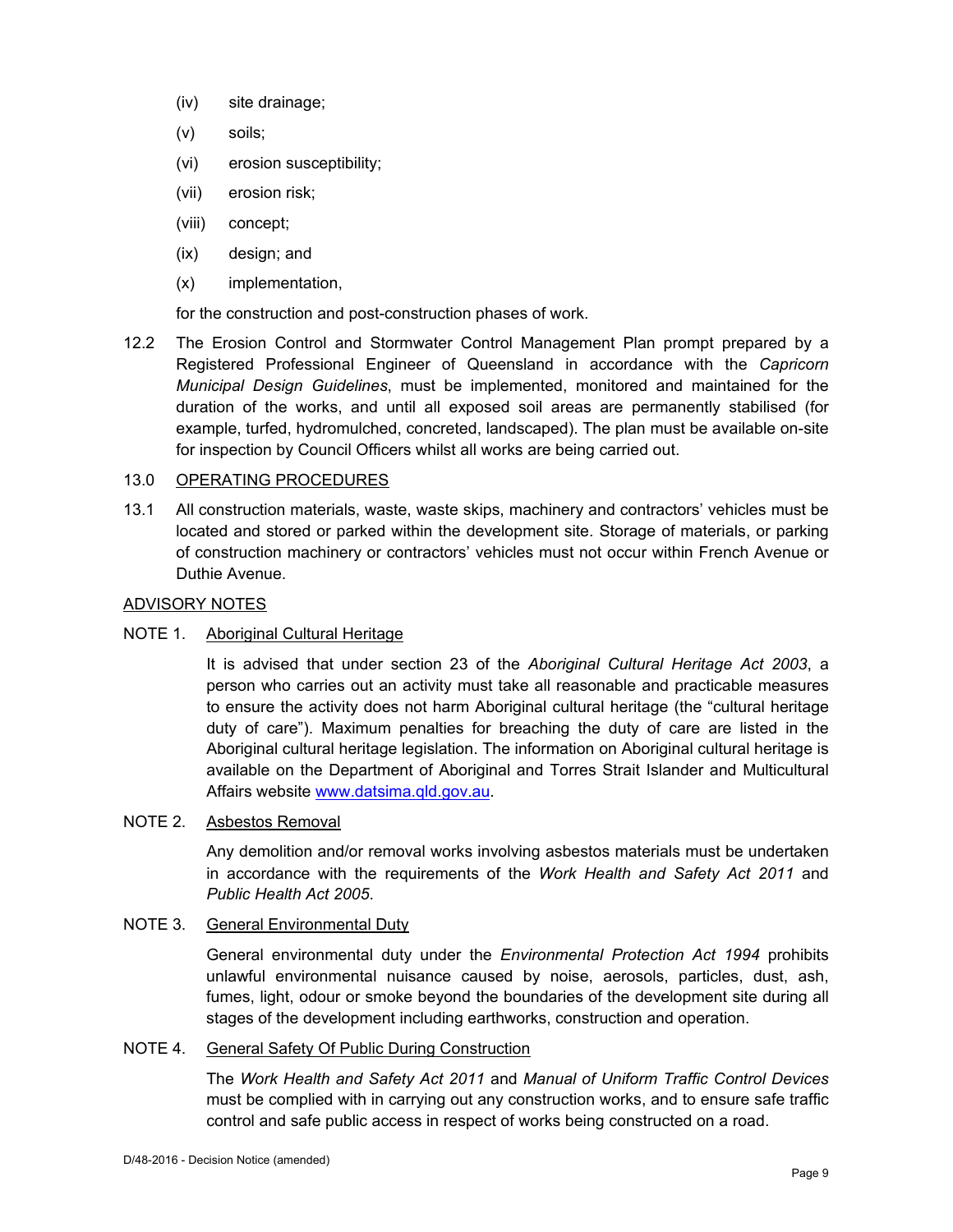(iv) site drainage;

(v) soils;

(vi) erosion susceptibility;

(vii) erosion risk;

(viii) concept;

(ix) design; and

(x) implementation,

for the construction and post-construction phases of work.

12.2 The Erosion Control and Stormwater Control Management Plan prompt prepared by a Registered Professional Engineer of Queensland in accordance with the *Capricorn Municipal Design Guidelines*, must be implemented, monitored and maintained for the duration of the works, and until all exposed soil areas are permanently stabilised (for example, turfed, hydromulched, concreted, landscaped). The plan must be available on-site for inspection by Council Officers whilst all works are being carried out.

13.0 OPERATING PROCEDURES

13.1 All construction materials, waste, waste skips, machinery and contractors' vehicles must be located and stored or parked within the development site. Storage of materials, or parking of construction machinery or contractors' vehicles must not occur within French Avenue or Duthie Avenue.

ADVISORY NOTES

NOTE 1. Aboriginal Cultural Heritage

It is advised that under section 23 of the *Aboriginal Cultural Heritage Act 2003*, a person who carries out an activity must take all reasonable and practicable measures to ensure the activity does not harm Aboriginal cultural heritage (the "cultural heritage duty of care"). Maximum penalties for breaching the duty of care are listed in the Aboriginal cultural heritage legislation. The information on Aboriginal cultural heritage is available on the Department of Aboriginal and Torres Strait Islander and Multicultural Affairs website www.datsima.qld.gov.au.

NOTE 2. Asbestos Removal

Any demolition and/or removal works involving asbestos materials must be undertaken in accordance with the requirements of the *Work Health and Safety Act 2011* and *Public Health Act 2005*.

NOTE 3. General Environmental Duty

General environmental duty under the *Environmental Protection Act 1994* prohibits unlawful environmental nuisance caused by noise, aerosols, particles, dust, ash, fumes, light, odour or smoke beyond the boundaries of the development site during all stages of the development including earthworks, construction and operation.

NOTE 4. General Safety Of Public During Construction

The *Work Health and Safety Act 2011* and *Manual of Uniform Traffic Control Devices* must be complied with in carrying out any construction works, and to ensure safe traffic control and safe public access in respect of works being constructed on a road.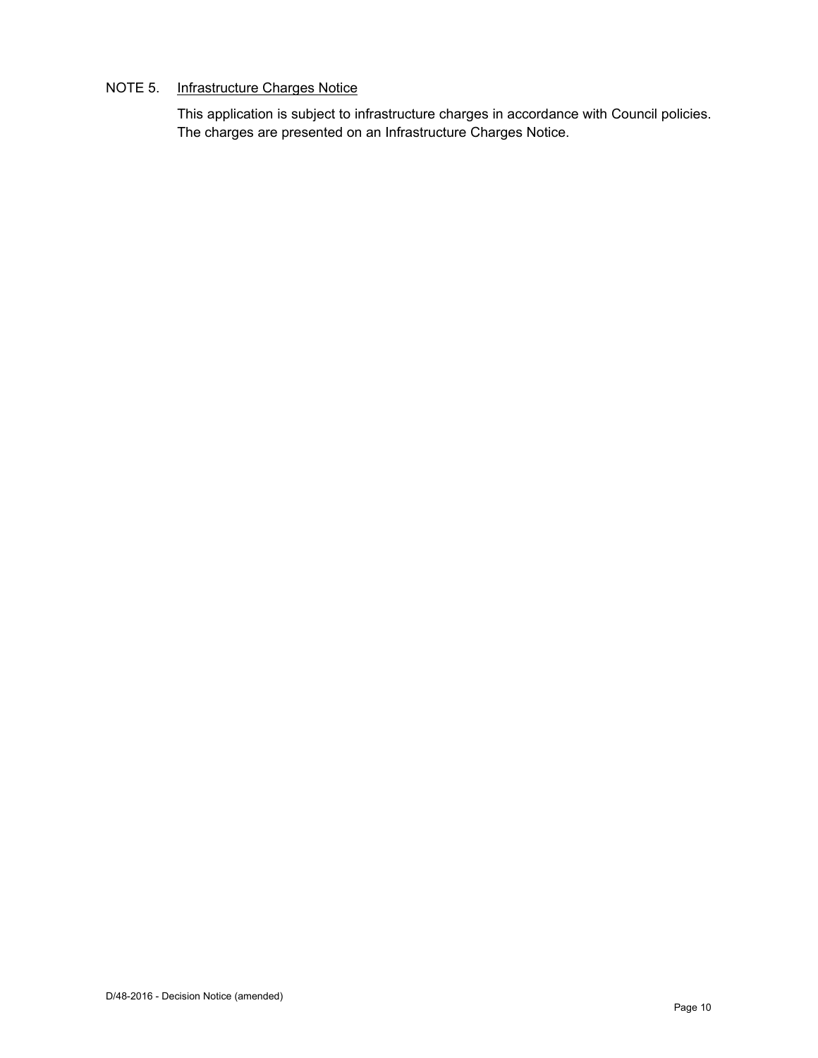NOTE 5. <u>Infrastructure Charges Notice</u>

This application is subject to infrastructure charges in accordance with Council policies. The charges are presented on an Infrastructure Charges Notice.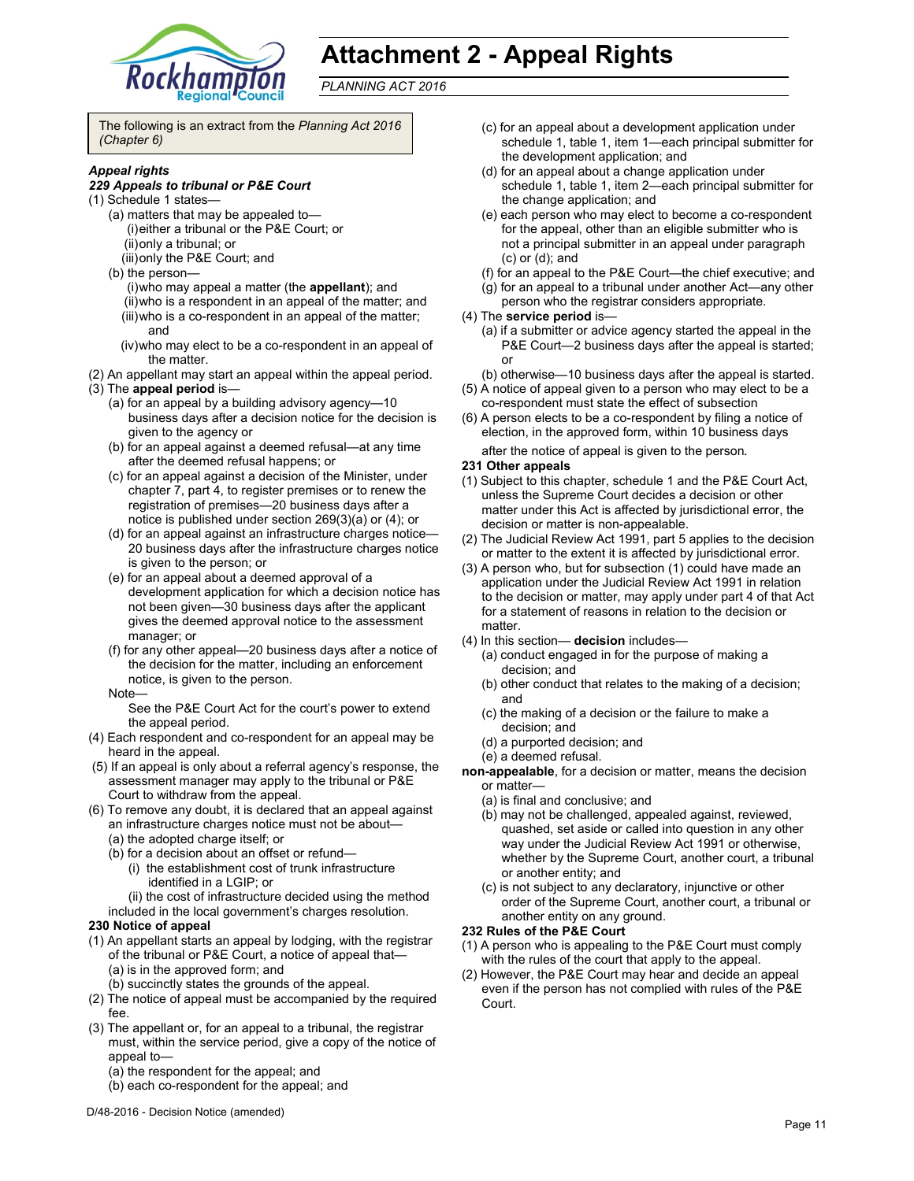# Attachment 2 - Appeal Rights

*PLANNING ACT 2016*

The following is an extract from the *Planning Act 2016 (Chapter 6)*

***Appeal rights***

***229 Appeals to tribunal or P&E Court***

(1) Schedule 1 states—

(a) matters that may be appealed to—

(i) either a tribunal or the P&E Court; or

(ii) only a tribunal; or

(iii) only the P&E Court; and

(b) the person—

(i) who may appeal a matter (the **appellant**); and

(ii) who is a respondent in an appeal of the matter; and

(iii) who is a co-respondent in an appeal of the matter; and

(iv) who may elect to be a co-respondent in an appeal of the matter.

(2) An appellant may start an appeal within the appeal period.

(3) The **appeal period** is—

(a) for an appeal by a building advisory agency—10 business days after a decision notice for the decision is given to the agency or

(b) for an appeal against a deemed refusal—at any time after the deemed refusal happens; or

(c) for an appeal against a decision of the Minister, under chapter 7, part 4, to register premises or to renew the registration of premises—20 business days after a notice is published under section 269(3)(a) or (4); or

(d) for an appeal against an infrastructure charges notice—20 business days after the infrastructure charges notice is given to the person; or

(e) for an appeal about a deemed approval of a development application for which a decision notice has not been given—30 business days after the applicant gives the deemed approval notice to the assessment manager; or

(f) for any other appeal—20 business days after a notice of the decision for the matter, including an enforcement notice, is given to the person.

Note—

See the P&E Court Act for the court's power to extend the appeal period.

(4) Each respondent and co-respondent for an appeal may be heard in the appeal.

(5) If an appeal is only about a referral agency's response, the assessment manager may apply to the tribunal or P&E Court to withdraw from the appeal.

(6) To remove any doubt, it is declared that an appeal against an infrastructure charges notice must not be about—

(a) the adopted charge itself; or

(b) for a decision about an offset or refund—

(i) the establishment cost of trunk infrastructure identified in a LGIP; or

(ii) the cost of infrastructure decided using the method included in the local government's charges resolution.

**230 Notice of appeal**

(1) An appellant starts an appeal by lodging, with the registrar of the tribunal or P&E Court, a notice of appeal that—

(a) is in the approved form; and

(b) succinctly states the grounds of the appeal.

(2) The notice of appeal must be accompanied by the required fee.

(3) The appellant or, for an appeal to a tribunal, the registrar must, within the service period, give a copy of the notice of appeal to—

(a) the respondent for the appeal; and

(b) each co-respondent for the appeal; and

(c) for an appeal about a development application under schedule 1, table 1, item 1—each principal submitter for the development application; and

(d) for an appeal about a change application under schedule 1, table 1, item 2—each principal submitter for the change application; and

(e) each person who may elect to become a co-respondent for the appeal, other than an eligible submitter who is not a principal submitter in an appeal under paragraph (c) or (d); and

(f) for an appeal to the P&E Court—the chief executive; and

(g) for an appeal to a tribunal under another Act—any other person who the registrar considers appropriate.

(4) The **service period** is—

(a) if a submitter or advice agency started the appeal in the P&E Court—2 business days after the appeal is started; or

(b) otherwise—10 business days after the appeal is started.

(5) A notice of appeal given to a person who may elect to be a co-respondent must state the effect of subsection

(6) A person elects to be a co-respondent by filing a notice of election, in the approved form, within 10 business days after the notice of appeal is given to the person.

**231 Other appeals**

(1) Subject to this chapter, schedule 1 and the P&E Court Act, unless the Supreme Court decides a decision or other matter under this Act is affected by jurisdictional error, the decision or matter is non-appealable.

(2) The Judicial Review Act 1991, part 5 applies to the decision or matter to the extent it is affected by jurisdictional error.

(3) A person who, but for subsection (1) could have made an application under the Judicial Review Act 1991 in relation to the decision or matter, may apply under part 4 of that Act for a statement of reasons in relation to the decision or matter.

(4) In this section— **decision** includes—

(a) conduct engaged in for the purpose of making a decision; and

(b) other conduct that relates to the making of a decision; and

(c) the making of a decision or the failure to make a decision; and

(d) a purported decision; and

(e) a deemed refusal.

**non-appealable**, for a decision or matter, means the decision or matter—

(a) is final and conclusive; and

(b) may not be challenged, appealed against, reviewed, quashed, set aside or called into question in any other way under the Judicial Review Act 1991 or otherwise, whether by the Supreme Court, another court, a tribunal or another entity; and

(c) is not subject to any declaratory, injunctive or other order of the Supreme Court, another court, a tribunal or another entity on any ground.

**232 Rules of the P&E Court**

(1) A person who is appealing to the P&E Court must comply with the rules of the court that apply to the appeal.

(2) However, the P&E Court may hear and decide an appeal even if the person has not complied with rules of the P&E Court.

D/48-2016 - Decision Notice (amended)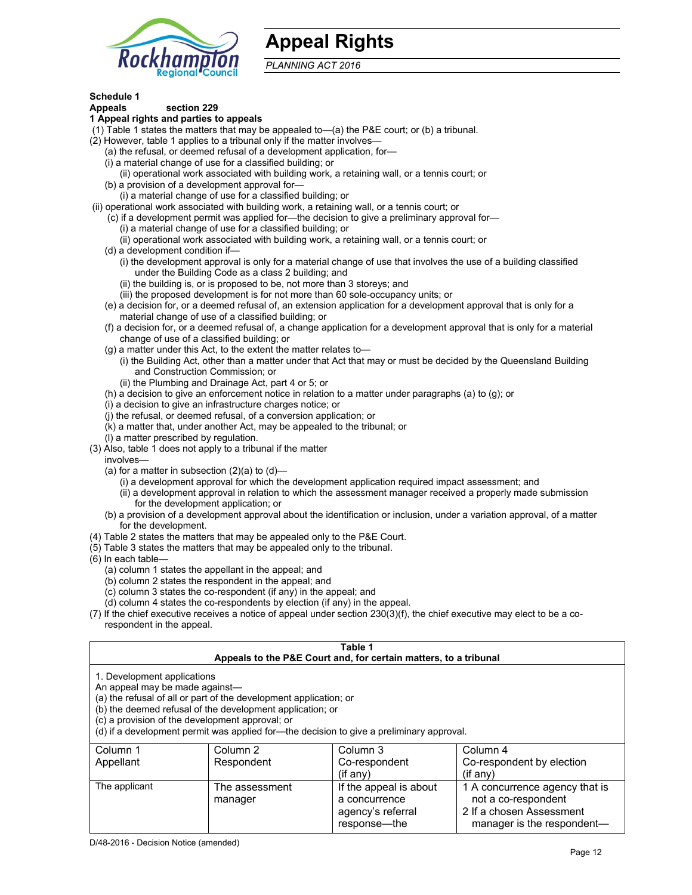# Appeal Rights

*PLANNING ACT 2016*

**Schedule 1**
**Appeals section 229**

**1 Appeal rights and parties to appeals**

(1) Table 1 states the matters that may be appealed to—(a) the P&E court; or (b) a tribunal.

(2) However, table 1 applies to a tribunal only if the matter involves—

- (a) the refusal, or deemed refusal of a development application, for—
  - (i) a material change of use for a classified building; or
  - (ii) operational work associated with building work, a retaining wall, or a tennis court; or
- (b) a provision of a development approval for—
  - (i) a material change of use for a classified building; or
  - (ii) operational work associated with building work, a retaining wall, or a tennis court; or
- (c) if a development permit was applied for—the decision to give a preliminary approval for—
  - (i) a material change of use for a classified building; or
  - (ii) operational work associated with building work, a retaining wall, or a tennis court; or
- (d) a development condition if—
  - (i) the development approval is only for a material change of use that involves the use of a building classified under the Building Code as a class 2 building; and
  - (ii) the building is, or is proposed to be, not more than 3 storeys; and
  - (iii) the proposed development is for not more than 60 sole-occupancy units; or
- (e) a decision for, or a deemed refusal of, an extension application for a development approval that is only for a material change of use of a classified building; or
- (f) a decision for, or a deemed refusal of, a change application for a development approval that is only for a material change of use of a classified building; or
- (g) a matter under this Act, to the extent the matter relates to—
  - (i) the Building Act, other than a matter under that Act that may or must be decided by the Queensland Building and Construction Commission; or
  - (ii) the Plumbing and Drainage Act, part 4 or 5; or
- (h) a decision to give an enforcement notice in relation to a matter under paragraphs (a) to (g); or
- (i) a decision to give an infrastructure charges notice; or
- (j) the refusal, or deemed refusal, of a conversion application; or
- (k) a matter that, under another Act, may be appealed to the tribunal; or
- (l) a matter prescribed by regulation.

(3) Also, table 1 does not apply to a tribunal if the matter involves—

- (a) for a matter in subsection (2)(a) to (d)—
  - (i) a development approval for which the development application required impact assessment; and
  - (ii) a development approval in relation to which the assessment manager received a properly made submission for the development application; or
- (b) a provision of a development approval about the identification or inclusion, under a variation approval, of a matter for the development.

(4) Table 2 states the matters that may be appealed only to the P&E Court.

(5) Table 3 states the matters that may be appealed only to the tribunal.

(6) In each table—

- (a) column 1 states the appellant in the appeal; and
- (b) column 2 states the respondent in the appeal; and
- (c) column 3 states the co-respondent (if any) in the appeal; and
- (d) column 4 states the co-respondents by election (if any) in the appeal.

(7) If the chief executive receives a notice of appeal under section 230(3)(f), the chief executive may elect to be a co-respondent in the appeal.

**Table 1**
**Appeals to the P&E Court and, for certain matters, to a tribunal**

1. Development applications
An appeal may be made against—
(a) the refusal of all or part of the development application; or
(b) the deemed refusal of the development application; or
(c) a provision of the development approval; or
(d) if a development permit was applied for—the decision to give a preliminary approval.

| Column 1 Appellant | Column 2 Respondent | Column 3 Co-respondent (if any) | Column 4 Co-respondent by election (if any) |
|---|---|---|---|
| The applicant | The assessment manager | If the appeal is about a concurrence agency's referral response—the | 1 A concurrence agency that is not a co-respondent<br>2 If a chosen Assessment manager is the respondent— |

D/48-2016 - Decision Notice (amended)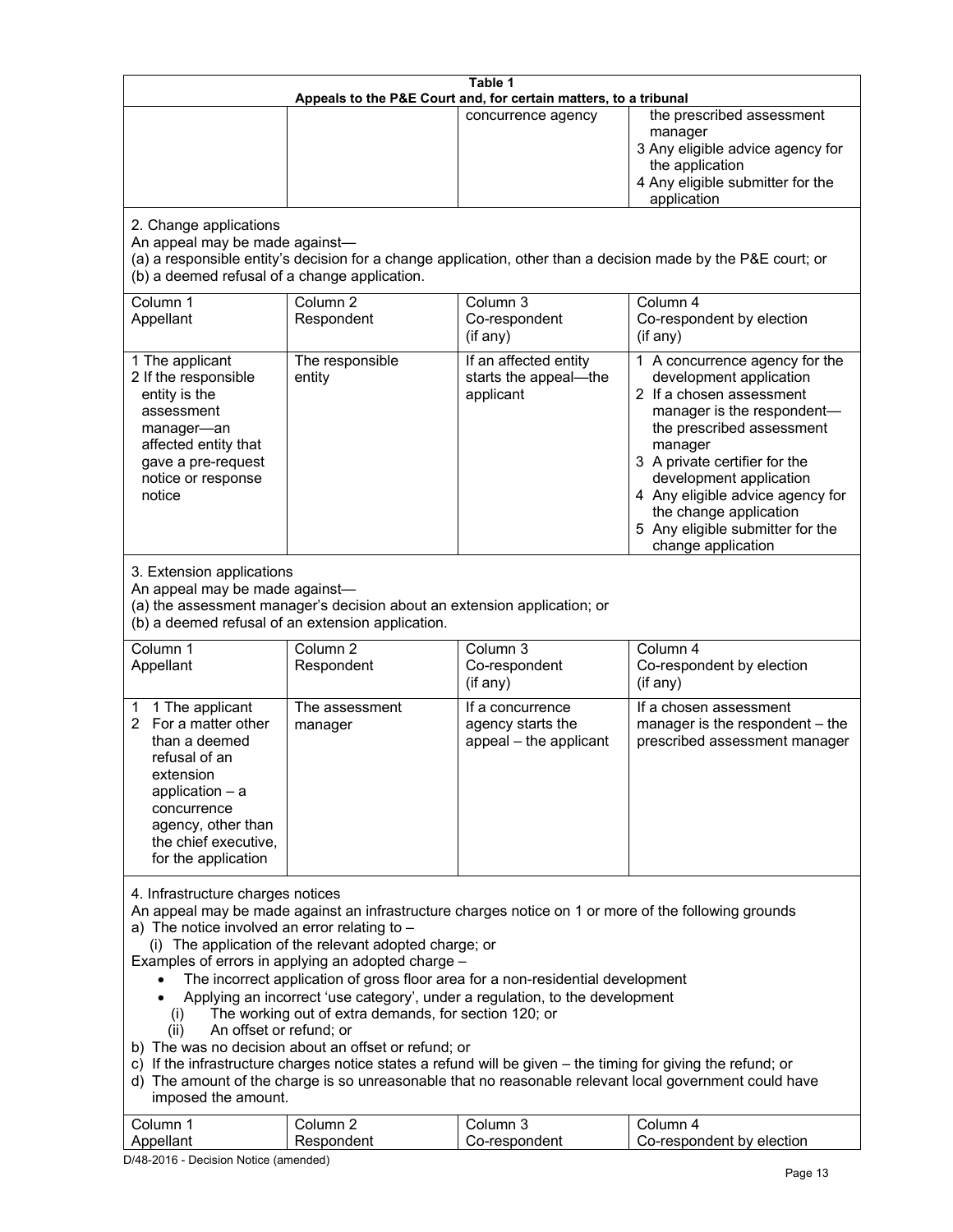**Table 1**
**Appeals to the P&E Court and, for certain matters, to a tribunal**

| | | concurrence agency | the prescribed assessment manager<br>3 Any eligible advice agency for the application<br>4 Any eligible submitter for the application |
|---|---|---|---|

2. Change applications

An appeal may be made against—

(a) a responsible entity's decision for a change application, other than a decision made by the P&E court; or

(b) a deemed refusal of a change application.

| Column 1<br>Appellant | Column 2<br>Respondent | Column 3<br>Co-respondent<br>(if any) | Column 4<br>Co-respondent by election<br>(if any) |
|---|---|---|---|
| 1 The applicant<br>2 If the responsible entity is the assessment manager—an affected entity that gave a pre-request notice or response notice | The responsible entity | If an affected entity starts the appeal—the applicant | 1 A concurrence agency for the development application<br>2 If a chosen assessment manager is the respondent—the prescribed assessment manager<br>3 A private certifier for the development application<br>4 Any eligible advice agency for the change application<br>5 Any eligible submitter for the change application |

3. Extension applications

An appeal may be made against—

(a) the assessment manager's decision about an extension application; or

(b) a deemed refusal of an extension application.

| Column 1<br>Appellant | Column 2<br>Respondent | Column 3<br>Co-respondent<br>(if any) | Column 4<br>Co-respondent by election<br>(if any) |
|---|---|---|---|
| 1 1 The applicant<br>2 For a matter other than a deemed refusal of an extension application – a concurrence agency, other than the chief executive, for the application | The assessment manager | If a concurrence agency starts the appeal – the applicant | If a chosen assessment manager is the respondent – the prescribed assessment manager |

4. Infrastructure charges notices

An appeal may be made against an infrastructure charges notice on 1 or more of the following grounds

a) The notice involved an error relating to –
   (i) The application of the relevant adopted charge; or

Examples of errors in applying an adopted charge –

- The incorrect application of gross floor area for a non-residential development
- Applying an incorrect 'use category', under a regulation, to the development

   (i) The working out of extra demands, for section 120; or
   (ii) An offset or refund; or

b) The was no decision about an offset or refund; or

c) If the infrastructure charges notice states a refund will be given – the timing for giving the refund; or

d) The amount of the charge is so unreasonable that no reasonable relevant local government could have imposed the amount.

| Column 1<br>Appellant | Column 2<br>Respondent | Column 3<br>Co-respondent | Column 4<br>Co-respondent by election |
|---|---|---|---|

D/48-2016 - Decision Notice (amended)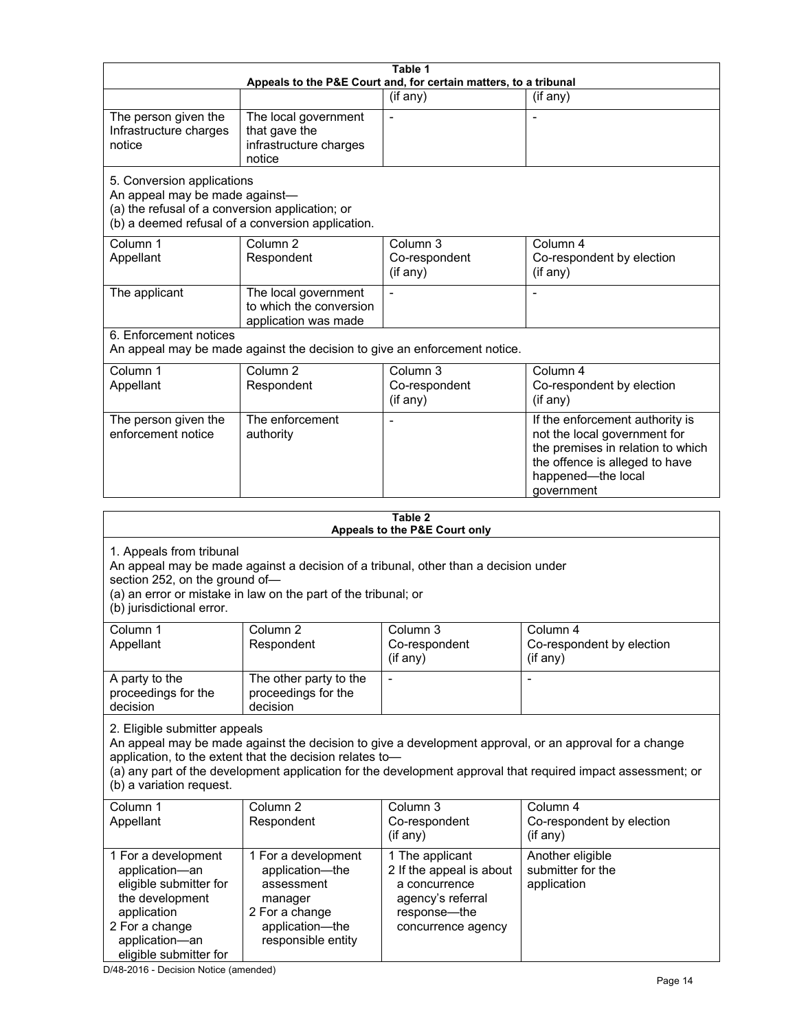**Table 1**
**Appeals to the P&E Court and, for certain matters, to a tribunal**

| | | (if any) | (if any) |
|---|---|---|---|
| The person given the Infrastructure charges notice | The local government that gave the infrastructure charges notice | - | - |

5. Conversion applications
An appeal may be made against—
(a) the refusal of a conversion application; or
(b) a deemed refusal of a conversion application.

| Column 1<br>Appellant | Column 2<br>Respondent | Column 3<br>Co-respondent<br>(if any) | Column 4<br>Co-respondent by election<br>(if any) |
|---|---|---|---|
| The applicant | The local government to which the conversion application was made | - | - |

6. Enforcement notices
An appeal may be made against the decision to give an enforcement notice.

| Column 1<br>Appellant | Column 2<br>Respondent | Column 3<br>Co-respondent<br>(if any) | Column 4<br>Co-respondent by election<br>(if any) |
|---|---|---|---|
| The person given the enforcement notice | The enforcement authority | - | If the enforcement authority is not the local government for the premises in relation to which the offence is alleged to have happened—the local government |

**Table 2**
**Appeals to the P&E Court only**

1. Appeals from tribunal
An appeal may be made against a decision of a tribunal, other than a decision under section 252, on the ground of—
(a) an error or mistake in law on the part of the tribunal; or
(b) jurisdictional error.

| Column 1<br>Appellant | Column 2<br>Respondent | Column 3<br>Co-respondent<br>(if any) | Column 4<br>Co-respondent by election<br>(if any) |
|---|---|---|---|
| A party to the proceedings for the decision | The other party to the proceedings for the decision | - | - |

2. Eligible submitter appeals
An appeal may be made against the decision to give a development approval, or an approval for a change application, to the extent that the decision relates to—
(a) any part of the development application for the development approval that required impact assessment; or
(b) a variation request.

| Column 1<br>Appellant | Column 2<br>Respondent | Column 3<br>Co-respondent<br>(if any) | Column 4<br>Co-respondent by election<br>(if any) |
|---|---|---|---|
| 1 For a development application—an eligible submitter for the development application<br>2 For a change application—an eligible submitter for | 1 For a development application—the assessment manager<br>2 For a change application—the responsible entity | 1 The applicant<br>2 If the appeal is about a concurrence agency's referral response—the concurrence agency | Another eligible submitter for the application |

D/48-2016 - Decision Notice (amended)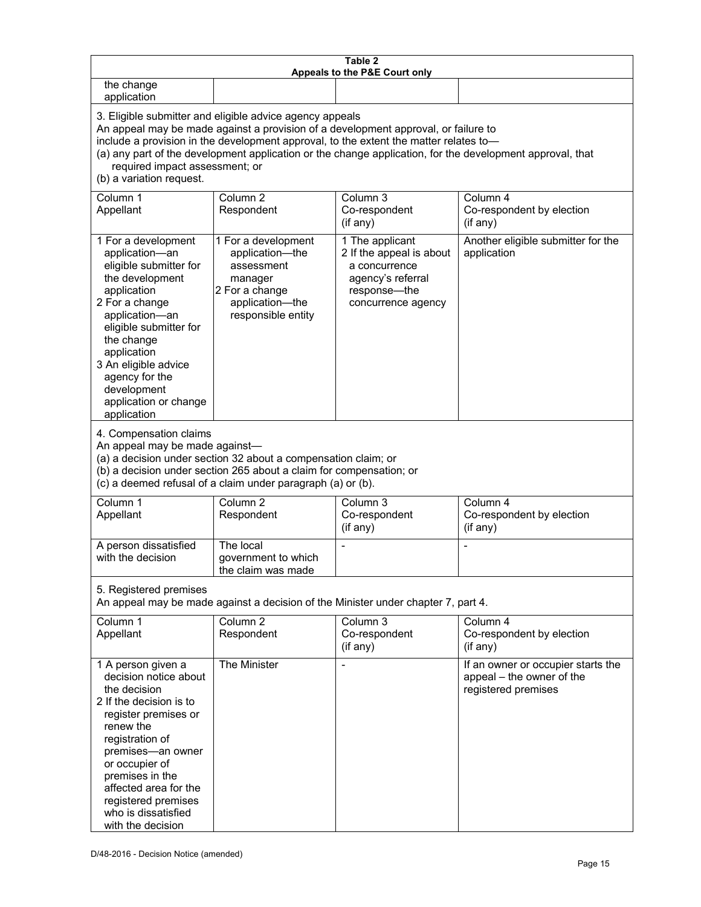**Table 2**
**Appeals to the P&E Court only**

| | | | |
|---|---|---|---|
| the change application | | | |

3. Eligible submitter and eligible advice agency appeals
An appeal may be made against a provision of a development approval, or failure to include a provision in the development approval, to the extent the matter relates to—
(a) any part of the development application or the change application, for the development approval, that required impact assessment; or
(b) a variation request.

| Column 1<br>Appellant | Column 2<br>Respondent | Column 3<br>Co-respondent<br>(if any) | Column 4<br>Co-respondent by election<br>(if any) |
|---|---|---|---|
| 1 For a development application—an eligible submitter for the development application<br>2 For a change application—an eligible submitter for the change application<br>3 An eligible advice agency for the development application or change application | 1 For a development application—the assessment manager<br>2 For a change application—the responsible entity | 1 The applicant<br>2 If the appeal is about a concurrence agency's referral response—the concurrence agency | Another eligible submitter for the application |

4. Compensation claims
An appeal may be made against—
(a) a decision under section 32 about a compensation claim; or
(b) a decision under section 265 about a claim for compensation; or
(c) a deemed refusal of a claim under paragraph (a) or (b).

| Column 1<br>Appellant | Column 2<br>Respondent | Column 3<br>Co-respondent<br>(if any) | Column 4<br>Co-respondent by election<br>(if any) |
|---|---|---|---|
| A person dissatisfied with the decision | The local government to which the claim was made | - | - |

5. Registered premises
An appeal may be made against a decision of the Minister under chapter 7, part 4.

| Column 1<br>Appellant | Column 2<br>Respondent | Column 3<br>Co-respondent<br>(if any) | Column 4<br>Co-respondent by election<br>(if any) |
|---|---|---|---|
| 1 A person given a decision notice about the decision<br>2 If the decision is to register premises or renew the registration of premises—an owner or occupier of premises in the affected area for the registered premises who is dissatisfied with the decision | The Minister | - | If an owner or occupier starts the appeal – the owner of the registered premises |

D/48-2016 - Decision Notice (amended)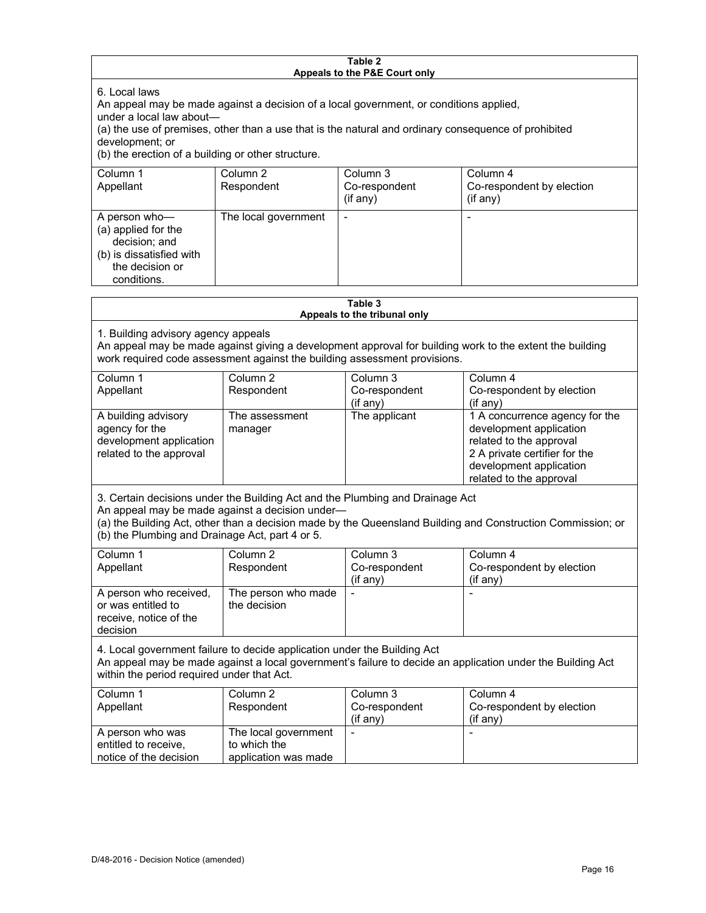**Table 2**
**Appeals to the P&E Court only**

6. Local laws
An appeal may be made against a decision of a local government, or conditions applied, under a local law about—
(a) the use of premises, other than a use that is the natural and ordinary consequence of prohibited development; or
(b) the erection of a building or other structure.

| Column 1 Appellant | Column 2 Respondent | Column 3 Co-respondent (if any) | Column 4 Co-respondent by election (if any) |
|---|---|---|---|
| A person who— (a) applied for the decision; and (b) is dissatisfied with the decision or conditions. | The local government | - | - |

**Table 3**
**Appeals to the tribunal only**

1. Building advisory agency appeals
An appeal may be made against giving a development approval for building work to the extent the building work required code assessment against the building assessment provisions.

| Column 1 Appellant | Column 2 Respondent | Column 3 Co-respondent (if any) | Column 4 Co-respondent by election (if any) |
|---|---|---|---|
| A building advisory agency for the development application related to the approval | The assessment manager | The applicant | 1 A concurrence agency for the development application related to the approval 2 A private certifier for the development application related to the approval |

3. Certain decisions under the Building Act and the Plumbing and Drainage Act
An appeal may be made against a decision under—
(a) the Building Act, other than a decision made by the Queensland Building and Construction Commission; or
(b) the Plumbing and Drainage Act, part 4 or 5.

| Column 1 Appellant | Column 2 Respondent | Column 3 Co-respondent (if any) | Column 4 Co-respondent by election (if any) |
|---|---|---|---|
| A person who received, or was entitled to receive, notice of the decision | The person who made the decision | - | - |

4. Local government failure to decide application under the Building Act
An appeal may be made against a local government's failure to decide an application under the Building Act within the period required under that Act.

| Column 1 Appellant | Column 2 Respondent | Column 3 Co-respondent (if any) | Column 4 Co-respondent by election (if any) |
|---|---|---|---|
| A person who was entitled to receive, notice of the decision | The local government to which the application was made | - | - |

D/48-2016 - Decision Notice (amended)